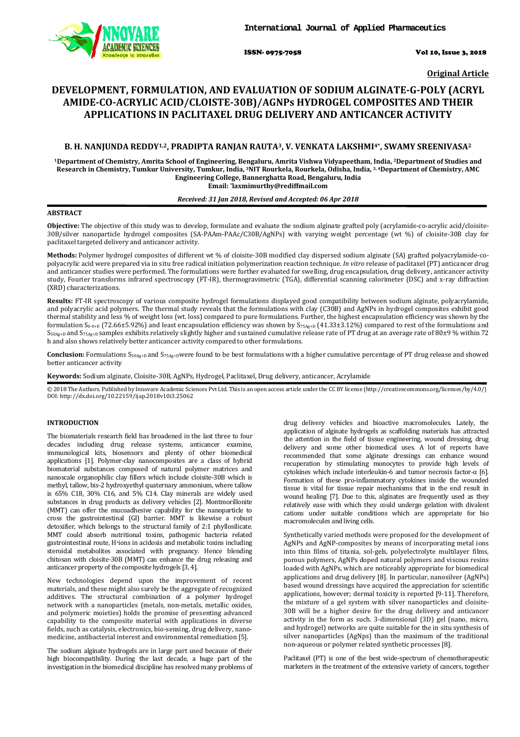**Original Article**

# DEVELOPMENT, FORMULATION, AND EVALUATION OF SODIUM ALGINATE-G-POLY (ACRYL AMIDE-CO-ACRYLIC ACID/CLOISTE-30B)/AGNPs HYDROGEL COMPOSITES AND THEIR APPLICATIONS IN PACLITAXEL DRUG DELIVERY AND ANTICANCER ACTIVITY

**B. H. NANJUNDA REDDY[1,2], PRADIPTA RANJAN RAUTA[3], V. VENKATA LAKSHMI[4*], SWAMY SREENIVASA[2]**

[1]Department of Chemistry, Amrita School of Engineering, Bengaluru, Amrita Vishwa Vidyapeetham, India, [2]Department of Studies and Research in Chemistry, Tumkur University, Tumkur, India, [3]NIT Rourkela, Rourkela, Odisha, India, [3, 4]Department of Chemistry, AMC Engineering College, Bannerghatta Road, Bengaluru, India
Email: *laxmimurthy@rediffmail.com

*Received: 31 Jan 2018, Revised and Accepted: 06 Apr 2018*

## ABSTRACT

**Objective:** The objective of this study was to develop, formulate and evaluate the sodium alginate grafted poly (acrylamide-co-acrylic acid/cloisite-30B/silver nanoparticle hydrogel composites (SA-PAAm-PAAc/C30B/AgNPs) with varying weight percentage (wt %) of cloisite-30B clay for paclitaxel targeted delivery and anticancer activity.

**Methods:** Polymer hydrogel composites of different wt % of cloisite-30B modified clay dispersed sodium alginate (SA) grafted polyacrylamide-co-polyacrylic acid were prepared via in situ free radical initiation polymerization reaction technique. *In vitro* release of paclitaxel (PT) anticancer drug and anticancer studies were performed. The formulations were further evaluated for swelling, drug encapsulation, drug delivery, anticancer activity study, Fourier transforms infrared spectroscopy (FT-IR), thermogravimetric (TGA), differential scanning calorimeter (DSC) and x-ray diffraction (XRD) characterizations.

**Results:** FT-IR spectroscopy of various composite hydrogel formulations displayed good compatibility between sodium alginate, polyacrylamide, and polyacrylic acid polymers. The thermal study reveals that the formulations with clay (C30B) and AgNPs in hydrogel composites exhibit good thermal stability and less % of weight loss (wt. loss) compared to pure formulations. Further, the highest encapsulation efficiency was shown by the formulation $S_{0\text{-}0+D}$ (72.66±5.92%) and least encapsulation efficiency was shown by $S_{75Ag+D}$ (41.33±3.12%) compared to rest of the formulations and $S_{50Ag+D}$ and $S_{75Ag+D}$ samples exhibits relatively slightly higher and sustained cumulative release rate of PT drug at an average rate of 80±9 % within 72 h and also shows relatively better anticancer activity compared to other formulations.

**Conclusion:** Formulations $S_{50Ag+D}$ and $S_{75Ag+D}$were found to be best formulations with a higher cumulative percentage of PT drug release and showed better anticancer activity

**Keywords:** Sodium alginate, Cloisite-30B, AgNPs, Hydrogel, Paclitaxel, Drug delivery, anticancer, Acrylamide

© 2018 The Authors. Published by Innovare Academic Sciences Pvt Ltd. This is an open access article under the CC BY license (http://creativecommons.org/licenses/by/4.0/)
DOI: http://dx.doi.org/10.22159/ijap.2018v10i3.25062

## INTRODUCTION

The biomaterials research field has broadened in the last three to four decades including drug release systems, anticancer examine, immunological kits, biosensors and plenty of other biomedical applications [1]. Polymer-clay nanocomposites are a class of hybrid biomaterial substances composed of natural polymer matrices and nanoscale organophilic clay fillers which include cloisite-30B which is methyl, tallow, bis-2 hydroxyethyl quaternary ammonium, where tallow is 65% C18, 30% C16, and 5% C14. Clay minerals are widely used substances in drug products as delivery vehicles [2]. Montmorillonite (MMT) can offer the mucoadhesive capability for the nanoparticle to cross the gastrointestinal (GI) barrier. MMT is likewise a robust detoxifier, which belongs to the structural family of 2:1 phyllosilicate. MMT could absorb nutritional toxins, pathogenic bacteria related gastrointestinal route, $H^{+}$ions in acidosis and metabolic toxins including steroidal metabolites associated with pregnancy. Hence blending chitosan with cloisite-30B (MMT) can enhance the drug releasing and anticancer property of the composite hydrogels [3, 4].

New technologies depend upon the improvement of recent materials, and these might also surely be the aggregate of recognized additives. The structural combination of a polymer hydrogel network with a nanoparticles (metals, non-metals, metallic oxides, and polymeric moieties) holds the promise of presenting advanced capability to the composite material with applications in diverse fields, such as catalysis, electronics, bio-sensing, drug delivery, nano-medicine, antibacterial interest and environmental remediation [5].

The sodium alginate hydrogels are in large part used because of their high biocompatibility. During the last decade, a huge part of the investigation in the biomedical discipline has resolved many problems of drug delivery vehicles and bioactive macromolecules. Lately, the application of alginate hydrogels as scaffolding materials has attracted the attention in the field of tissue engineering, wound dressing, drug delivery and some other biomedical uses. A lot of reports have recommended that some alginate dressings can enhance wound recuperation by stimulating monocytes to provide high levels of cytokines which include interleukin-6 and tumor necrosis factor-α [6]. Formation of these pro-inflammatory cytokines inside the wounded tissue is vital for tissue repair mechanisms that in the end result in wound healing [7]. Due to this, alginates are frequently used as they relatively ease with which they could undergo gelation with divalent cations under suitable conditions which are appropriate for bio macromolecules and living cells.

Synthetically varied methods were proposed for the development of AgNPs and AgNP-composites by means of incorporating metal ions into thin films of titania, sol-gels, polyelectrolyte multilayer films, porous polymers, AgNPs doped natural polymers and viscous resins loaded with AgNPs, which are noticeably appropriate for biomedical applications and drug delivery [8]. In particular, nanosilver (AgNPs) based wound dressings have acquired the appreciation for scientific applications, however; dermal toxicity is reported [9-11]. Therefore, the mixture of a gel system with silver nanoparticles and cloisite-30B will be a higher desire for the drug delivery and anticancer activity in the form as such. 3-dimensional (3D) gel (nano, micro, and hydrogel) networks are quite suitable for the in situ synthesis of silver nanoparticles (AgNps) than the maximum of the traditional non-aqueous or polymer related synthetic processes [8].

Paclitaxel (PT) is one of the best wide-spectrum of chemotherapeutic marketers in the treatment of the extensive variety of cancers, together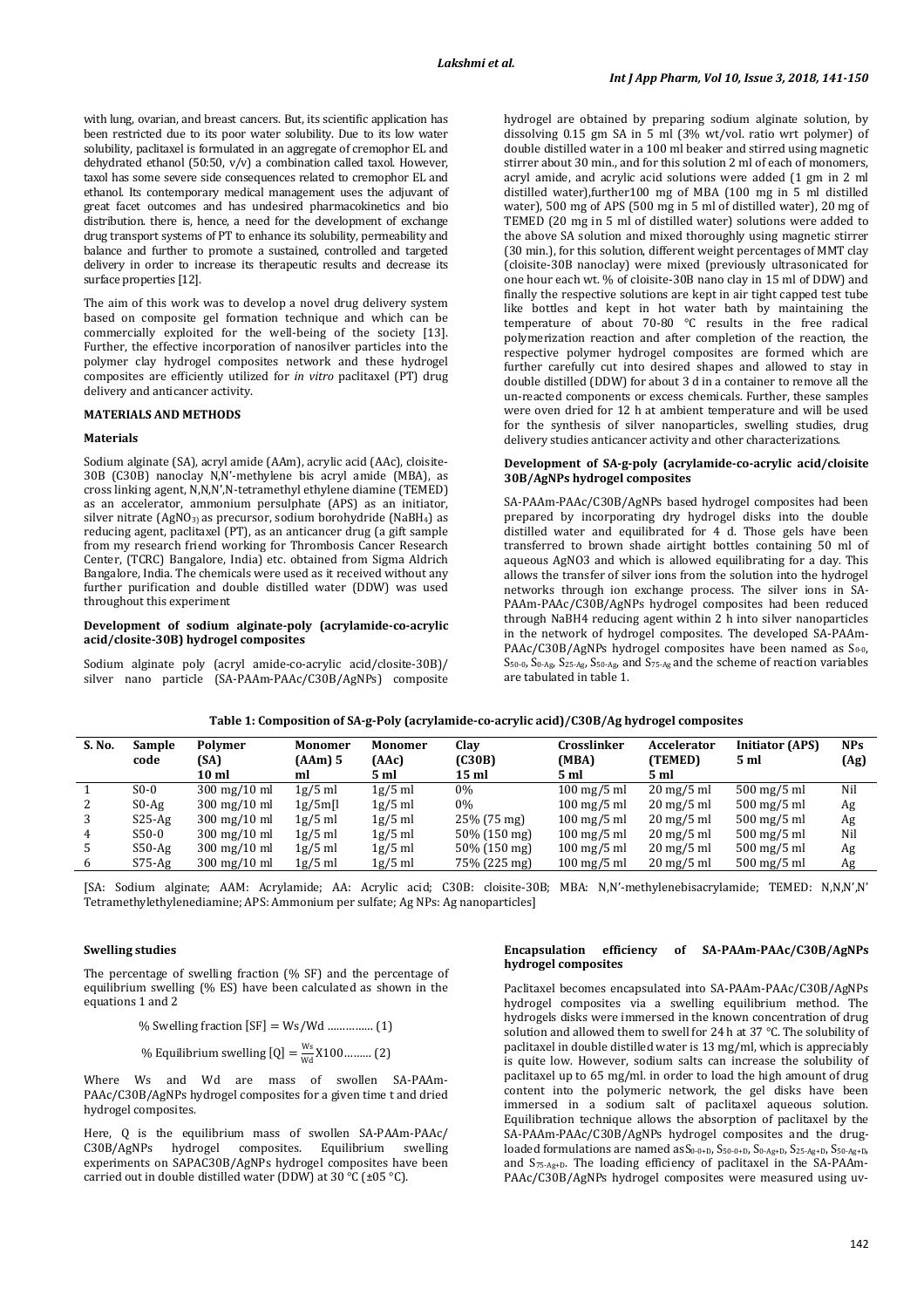with lung, ovarian, and breast cancers. But, its scientific application has been restricted due to its poor water solubility. Due to its low water solubility, paclitaxel is formulated in an aggregate of cremophor EL and dehydrated ethanol (50:50, v/v) a combination called taxol. However, taxol has some severe side consequences related to cremophor EL and ethanol. Its contemporary medical management uses the adjuvant of great facet outcomes and has undesired pharmacokinetics and bio distribution. there is, hence, a need for the development of exchange drug transport systems of PT to enhance its solubility, permeability and balance and further to promote a sustained, controlled and targeted delivery in order to increase its therapeutic results and decrease its surface properties [12].

The aim of this work was to develop a novel drug delivery system based on composite gel formation technique and which can be commercially exploited for the well-being of the society [13]. Further, the effective incorporation of nanosilver particles into the polymer clay hydrogel composites network and these hydrogel composites are efficiently utilized for *in vitro* paclitaxel (PT) drug delivery and anticancer activity.

## MATERIALS AND METHODS

### Materials

Sodium alginate (SA), acryl amide (AAm), acrylic acid (AAc), cloisite-30B (C30B) nanoclay N,N′-methylene bis acryl amide (MBA), as cross linking agent, N,N,N′,N′-tetramethyl ethylene diamine (TEMED) as an accelerator, ammonium persulphate (APS) as an initiator, silver nitrate ($AgNO_3$) as precursor, sodium borohydride ($NaBH_4$) as reducing agent, paclitaxel (PT), as an anticancer drug (a gift sample from my research friend working for Thrombosis Cancer Research Center, (TCRC) Bangalore, India) etc. obtained from Sigma Aldrich Bangalore, India. The chemicals were used as it received without any further purification and double distilled water (DDW) was used throughout this experiment

### Development of sodium alginate-poly (acrylamide-co-acrylic acid/closite-30B) hydrogel composites

Sodium alginate poly (acryl amide-co-acrylic acid/closite-30B)/ silver nano particle (SA-PAAm-PAAc/C30B/AgNPs) composite hydrogel are obtained by preparing sodium alginate solution, by dissolving 0.15 gm SA in 5 ml (3% wt/vol. ratio wrt polymer) of double distilled water in a 100 ml beaker and stirred using magnetic stirrer about 30 min., and for this solution 2 ml of each of monomers, acryl amide, and acrylic acid solutions were added (1 gm in 2 ml distilled water),further100 mg of MBA (100 mg in 5 ml distilled water), 500 mg of APS (500 mg in 5 ml of distilled water), 20 mg of TEMED (20 mg in 5 ml of distilled water) solutions were added to the above SA solution and mixed thoroughly using magnetic stirrer (30 min.), for this solution, different weight percentages of MMT clay (cloisite-30B nanoclay) were mixed (previously ultrasonicated for one hour each wt. % of cloisite-30B nano clay in 15 ml of DDW) and finally the respective solutions are kept in air tight capped test tube like bottles and kept in hot water bath by maintaining the temperature of about 70-80 °C results in the free radical polymerization reaction and after completion of the reaction, the respective polymer hydrogel composites are formed which are further carefully cut into desired shapes and allowed to stay in double distilled (DDW) for about 3 d in a container to remove all the un-reacted components or excess chemicals. Further, these samples were oven dried for 12 h at ambient temperature and will be used for the synthesis of silver nanoparticles, swelling studies, drug delivery studies anticancer activity and other characterizations.

### Development of SA-g-poly (acrylamide-co-acrylic acid/cloisite 30B/AgNPs hydrogel composites

SA-PAAm-PAAc/C30B/AgNPs based hydrogel composites had been prepared by incorporating dry hydrogel disks into the double distilled water and equilibrated for 4 d. Those gels have been transferred to brown shade airtight bottles containing 50 ml of aqueous AgNO3 and which is allowed equilibrating for a day. This allows the transfer of silver ions from the solution into the hydrogel networks through ion exchange process. The silver ions in SA-PAAm-PAAc/C30B/AgNPs hydrogel composites had been reduced through NaBH4 reducing agent within 2 h into silver nanoparticles in the network of hydrogel composites. The developed SA-PAAm-PAAc/C30B/AgNPs hydrogel composites have been named as $S_{0\text{-}0}$, $S_{50\text{-}0}$, $S_{0\text{-}Ag}$, $S_{25\text{-}Ag}$, $S_{50\text{-}Ag}$, and $S_{75\text{-}Ag}$ and the scheme of reaction variables are tabulated in table 1.

**Table 1: Composition of SA-g-Poly (acrylamide-co-acrylic acid)/C30B/Ag hydrogel composites**

| S. No. | Sample code | Polymer (SA) 10 ml | Monomer (AAm) 5 ml | Monomer (AAc) 5 ml | Clay (C30B) 15 ml | Crosslinker (MBA) 5 ml | Accelerator (TEMED) 5 ml | Initiator (APS) 5 ml | NPs (Ag) |
|---|---|---|---|---|---|---|---|---|---|
| 1 | S0-0 | 300 mg/10 ml | 1g/5 ml | 1g/5 ml | 0% | 100 mg/5 ml | 20 mg/5 ml | 500 mg/5 ml | Nil |
| 2 | S0-Ag | 300 mg/10 ml | 1g/5m[l | 1g/5 ml | 0% | 100 mg/5 ml | 20 mg/5 ml | 500 mg/5 ml | Ag |
| 3 | S25-Ag | 300 mg/10 ml | 1g/5 ml | 1g/5 ml | 25% (75 mg) | 100 mg/5 ml | 20 mg/5 ml | 500 mg/5 ml | Ag |
| 4 | S50-0 | 300 mg/10 ml | 1g/5 ml | 1g/5 ml | 50% (150 mg) | 100 mg/5 ml | 20 mg/5 ml | 500 mg/5 ml | Nil |
| 5 | S50-Ag | 300 mg/10 ml | 1g/5 ml | 1g/5 ml | 50% (150 mg) | 100 mg/5 ml | 20 mg/5 ml | 500 mg/5 ml | Ag |
| 6 | S75-Ag | 300 mg/10 ml | 1g/5 ml | 1g/5 ml | 75% (225 mg) | 100 mg/5 ml | 20 mg/5 ml | 500 mg/5 ml | Ag |

[SA: Sodium alginate; AAM: Acrylamide; AA: Acrylic acid; C30B: cloisite-30B; MBA: N,N′-methylenebisacrylamide; TEMED: N,N,N′,N′ Tetramethylethylenediamine; APS: Ammonium per sulfate; Ag NPs: Ag nanoparticles]

### Swelling studies

The percentage of swelling fraction (% SF) and the percentage of equilibrium swelling (% ES) have been calculated as shown in the equations 1 and 2

$$\% \text{ Swelling fraction } [SF] = Ws/Wd \ldots\ldots\ldots\ldots (1)$$

$$\% \text{ Equilibrium swelling } [Q] = \frac{Ws}{Wd} X100 \ldots\ldots\ldots (2)$$

Where Ws and Wd are mass of swollen SA-PAAm-PAAc/C30B/AgNPs hydrogel composites for a given time t and dried hydrogel composites.

Here, Q is the equilibrium mass of swollen SA-PAAm-PAAc/ C30B/AgNPs hydrogel composites. Equilibrium swelling experiments on SAPAC30B/AgNPs hydrogel composites have been carried out in double distilled water (DDW) at 30 °C (±05 °C).

### Encapsulation efficiency of SA-PAAm-PAAc/C30B/AgNPs hydrogel composites

Paclitaxel becomes encapsulated into SA-PAAm-PAAc/C30B/AgNPs hydrogel composites via a swelling equilibrium method. The hydrogels disks were immersed in the known concentration of drug solution and allowed them to swell for 24 h at 37 °C. The solubility of paclitaxel in double distilled water is 13 mg/ml, which is appreciably is quite low. However, sodium salts can increase the solubility of paclitaxel up to 65 mg/ml. in order to load the high amount of drug content into the polymeric network, the gel disks have been immersed in a sodium salt of paclitaxel aqueous solution. Equilibration technique allows the absorption of paclitaxel by the SA-PAAm-PAAc/C30B/AgNPs hydrogel composites and the drug-loaded formulations are named as $S_{0\text{-}0+D}$, $S_{50\text{-}0+D}$, $S_{0\text{-}Ag+D}$, $S_{25\text{-}Ag+D}$, $S_{50\text{-}Ag+D}$, and $S_{75\text{-}Ag+D}$. The loading efficiency of paclitaxel in the SA-PAAm-PAAc/C30B/AgNPs hydrogel composites were measured using uv-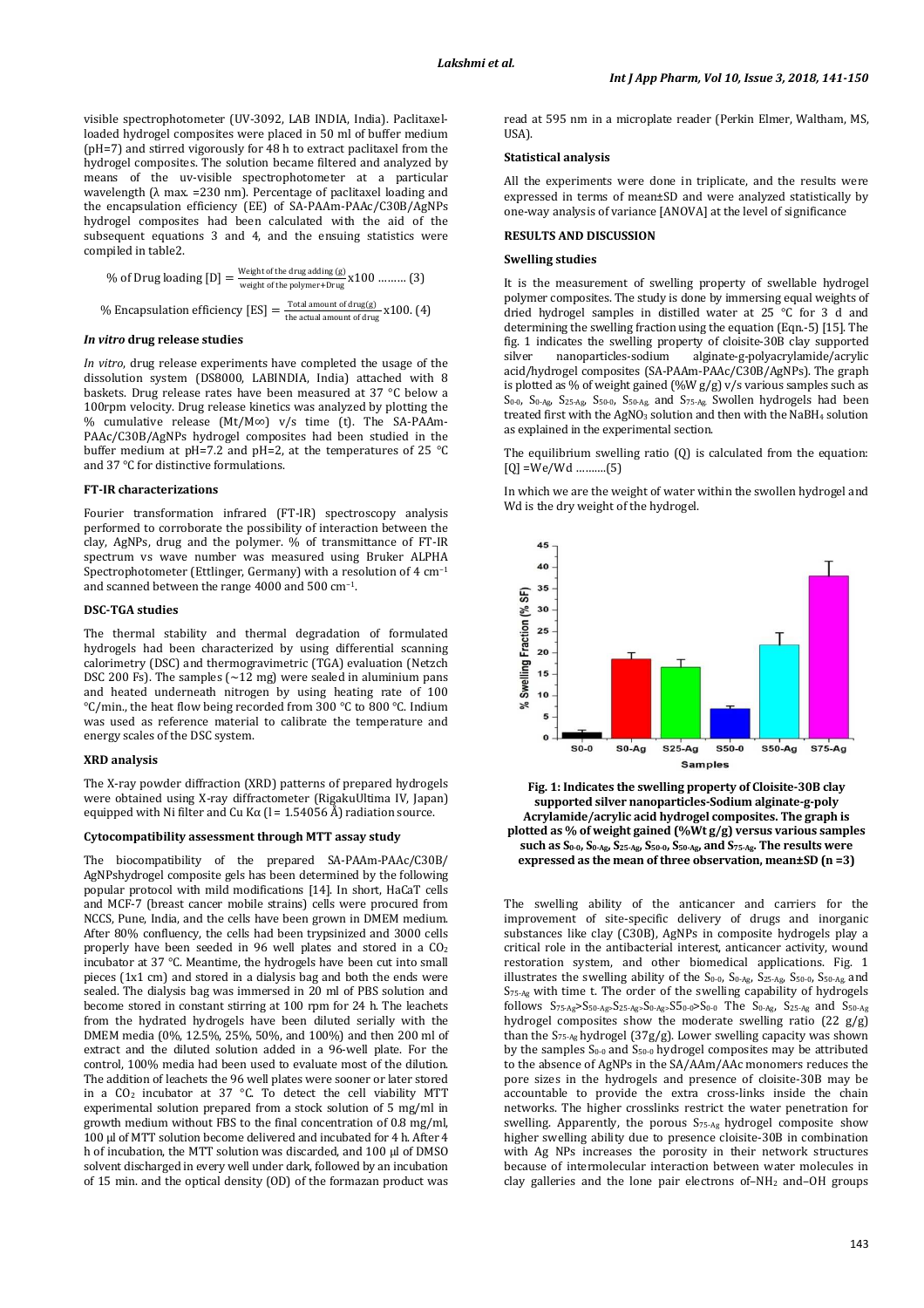visible spectrophotometer (UV-3092, LAB INDIA, India). Paclitaxel-loaded hydrogel composites were placed in 50 ml of buffer medium (pH=7) and stirred vigorously for 48 h to extract paclitaxel from the hydrogel composites. The solution became filtered and analyzed by means of the uv-visible spectrophotometer at a particular wavelength (λ max. =230 nm). Percentage of paclitaxel loading and the encapsulation efficiency (EE) of SA-PAAm-PAAc/C30B/AgNPs hydrogel composites had been calculated with the aid of the subsequent equations 3 and 4, and the ensuing statistics were compiled in table2.

$$\% \text{ of Drug loading } [D] = \frac{\text{Weight of the drug adding (g)}}{\text{weight of the polymer+Drug}} \times 100 \ldots\ldots\ldots (3)$$

$$\% \text{ Encapsulation efficiency } [ES] = \frac{\text{Total amount of drug(g)}}{\text{the actual amount of drug}} \times 100. (4)$$

### *In vitro* drug release studies

*In vitro*, drug release experiments have completed the usage of the dissolution system (DS8000, LABINDIA, India) attached with 8 baskets. Drug release rates have been measured at 37 °C below a 100rpm velocity. Drug release kinetics was analyzed by plotting the % cumulative release ($Mt/M\infty$) v/s time (t). The SA-PAAm-PAAc/C30B/AgNPs hydrogel composites had been studied in the buffer medium at pH=7.2 and pH=2, at the temperatures of 25 °C and 37 °C for distinctive formulations.

### FT-IR characterizations

Fourier transformation infrared (FT-IR) spectroscopy analysis performed to corroborate the possibility of interaction between the clay, AgNPs, drug and the polymer. % of transmittance of FT-IR spectrum vs wave number was measured using Bruker ALPHA Spectrophotometer (Ettlinger, Germany) with a resolution of 4 $cm^{-1}$ and scanned between the range 4000 and 500 $cm^{-1}$.

### DSC-TGA studies

The thermal stability and thermal degradation of formulated hydrogels had been characterized by using differential scanning calorimetry (DSC) and thermogravimetric (TGA) evaluation (Netzch DSC 200 Fs). The samples (~12 mg) were sealed in aluminium pans and heated underneath nitrogen by using heating rate of 100 °C/min., the heat flow being recorded from 300 °C to 800 °C. Indium was used as reference material to calibrate the temperature and energy scales of the DSC system.

### XRD analysis

The X-ray powder diffraction (XRD) patterns of prepared hydrogels were obtained using X-ray diffractometer (RigakuUltima IV, Japan) equipped with Ni filter and Cu Kα (l= 1.54056 Å) radiation source.

### Cytocompatibility assessment through MTT assay study

The biocompatibility of the prepared SA-PAAm-PAAc/C30B/AgNPshydrogel composite gels has been determined by the following popular protocol with mild modifications [14]. In short, HaCaT cells and MCF-7 (breast cancer mobile strains) cells were procured from NCCS, Pune, India, and the cells have been grown in DMEM medium. After 80% confluency, the cells had been trypsinized and 3000 cells properly have been seeded in 96 well plates and stored in a $CO_2$ incubator at 37 °C. Meantime, the hydrogels have been cut into small pieces (1x1 cm) and stored in a dialysis bag and both the ends were sealed. The dialysis bag was immersed in 20 ml of PBS solution and become stored in constant stirring at 100 rpm for 24 h. The leachets from the hydrated hydrogels have been diluted serially with the DMEM media (0%, 12.5%, 25%, 50%, and 100%) and then 200 ml of extract and the diluted solution added in a 96-well plate. For the control, 100% media had been used to evaluate most of the dilution. The addition of leachets the 96 well plates were sooner or later stored in a $CO_2$ incubator at 37 °C. To detect the cell viability MTT experimental solution prepared from a stock solution of 5 mg/ml in growth medium without FBS to the final concentration of 0.8 mg/ml, 100 µl of MTT solution become delivered and incubated for 4 h. After 4 h of incubation, the MTT solution was discarded, and 100 µl of DMSO solvent discharged in every well under dark, followed by an incubation of 15 min. and the optical density (OD) of the formazan product was read at 595 nm in a microplate reader (Perkin Elmer, Waltham, MS, USA).

### Statistical analysis

All the experiments were done in triplicate, and the results were expressed in terms of mean±SD and were analyzed statistically by one-way analysis of variance [ANOVA] at the level of significance

## RESULTS AND DISCUSSION

### Swelling studies

It is the measurement of swelling property of swellable hydrogel polymer composites. The study is done by immersing equal weights of dried hydrogel samples in distilled water at 25 °C for 3 d and determining the swelling fraction using the equation (Eqn.-5) [15]. The fig. 1 indicates the swelling property of cloisite-30B clay supported silver nanoparticles-sodium alginate-g-polyacrylamide/acrylic acid/hydrogel composites (SA-PAAm-PAAc/C30B/AgNPs). The graph is plotted as % of weight gained (%W g/g) v/s various samples such as $S_{0\text{-}0}$, $S_{0\text{-}Ag}$, $S_{25\text{-}Ag}$, $S_{50\text{-}0}$, $S_{50\text{-}Ag}$ and $S_{75\text{-}Ag}$. Swollen hydrogels had been treated first with the $AgNO_3$ solution and then with the $NaBH_4$ solution as explained in the experimental section.

The equilibrium swelling ratio (Q) is calculated from the equation: $[Q] = We/Wd$ ……….(5)

In which we are the weight of water within the swollen hydrogel and Wd is the dry weight of the hydrogel.

**Fig. 1: Indicates the swelling property of Cloisite-30B clay supported silver nanoparticles-Sodium alginate-g-poly Acrylamide/acrylic acid hydrogel composites. The graph is plotted as % of weight gained (%Wt g/g) versus various samples such as $S_{0\text{-}0}$, $S_{0\text{-}Ag}$, $S_{25\text{-}Ag}$, $S_{50\text{-}0}$, $S_{50\text{-}Ag}$, and $S_{75\text{-}Ag}$. The results were expressed as the mean of three observation, mean±SD (n =3)**

The swelling ability of the anticancer and carriers for the improvement of site-specific delivery of drugs and inorganic substances like clay (C30B), AgNPs in composite hydrogels play a critical role in the antibacterial interest, anticancer activity, wound restoration system, and other biomedical applications. Fig. 1 illustrates the swelling ability of the $S_{0\text{-}0}$, $S_{0\text{-}Ag}$, $S_{25\text{-}Ag}$, $S_{50\text{-}0}$, $S_{50\text{-}Ag}$ and $S_{75\text{-}Ag}$ with time t. The order of the swelling capability of hydrogels follows $S_{75\text{-}Ag} > S_{50\text{-}Ag} > S_{25\text{-}Ag} > S_{0\text{-}Ag} > S_{50\text{-}0} > S_{0\text{-}0}$ The $S_{0\text{-}Ag}$, $S_{25\text{-}Ag}$ and $S_{50\text{-}Ag}$ hydrogel composites show the moderate swelling ratio (22 g/g) than the $S_{75\text{-}Ag}$ hydrogel (37g/g). Lower swelling capacity was shown by the samples $S_{0\text{-}0}$ and $S_{50\text{-}0}$ hydrogel composites may be attributed to the absence of AgNPs in the SA/AAm/AAc monomers reduces the pore sizes in the hydrogels and presence of cloisite-30B may be accountable to provide the extra cross-links inside the chain networks. The higher crosslinks restrict the water penetration for swelling. Apparently, the porous $S_{75\text{-}Ag}$ hydrogel composite show higher swelling ability due to presence cloisite-30B in combination with Ag NPs increases the porosity in their network structures because of intermolecular interaction between water molecules in clay galleries and the lone pair electrons of $-NH_2$ and $-OH$ groups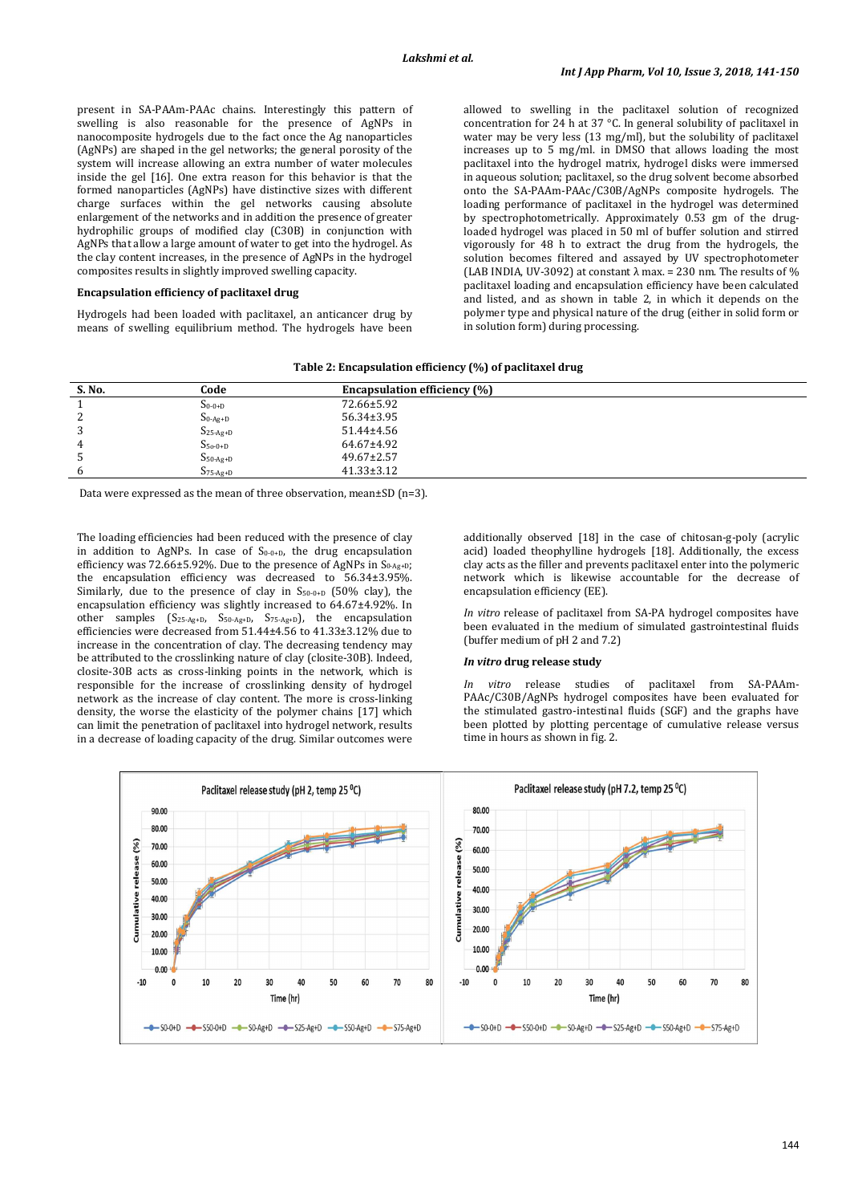present in SA-PAAm-PAAc chains. Interestingly this pattern of swelling is also reasonable for the presence of AgNPs in nanocomposite hydrogels due to the fact once the Ag nanoparticles (AgNPs) are shaped in the gel networks; the general porosity of the system will increase allowing an extra number of water molecules inside the gel [16]. One extra reason for this behavior is that the formed nanoparticles (AgNPs) have distinctive sizes with different charge surfaces within the gel networks causing absolute enlargement of the networks and in addition the presence of greater hydrophilic groups of modified clay (C30B) in conjunction with AgNPs that allow a large amount of water to get into the hydrogel. As the clay content increases, in the presence of AgNPs in the hydrogel composites results in slightly improved swelling capacity.

**Encapsulation efficiency of paclitaxel drug**

Hydrogels had been loaded with paclitaxel, an anticancer drug by means of swelling equilibrium method. The hydrogels have been allowed to swelling in the paclitaxel solution of recognized concentration for 24 h at 37 °C. In general solubility of paclitaxel in water may be very less (13 mg/ml), but the solubility of paclitaxel increases up to 5 mg/ml. in DMSO that allows loading the most paclitaxel into the hydrogel matrix, hydrogel disks were immersed in aqueous solution; paclitaxel, so the drug solvent become absorbed onto the SA-PAAm-PAAc/C30B/AgNPs composite hydrogels. The loading performance of paclitaxel in the hydrogel was determined by spectrophotometrically. Approximately 0.53 gm of the drug-loaded hydrogel was placed in 50 ml of buffer solution and stirred vigorously for 48 h to extract the drug from the hydrogels, the solution becomes filtered and assayed by UV spectrophotometer (LAB INDIA, UV-3092) at constant λ max. = 230 nm. The results of % paclitaxel loading and encapsulation efficiency have been calculated and listed, and as shown in table 2, in which it depends on the polymer type and physical nature of the drug (either in solid form or in solution form) during processing.

**Table 2: Encapsulation efficiency (%) of paclitaxel drug**

| S. No. | Code | Encapsulation efficiency (%) |
|---|---|---|
| 1 | $S_{0\text{-}0+D}$ | 72.66±5.92 |
| 2 | $S_{0\text{-}Ag+D}$ | 56.34±3.95 |
| 3 | $S_{25\text{-}Ag+D}$ | 51.44±4.56 |
| 4 | $S_{50\text{-}0+D}$ | 64.67±4.92 |
| 5 | $S_{50\text{-}Ag+D}$ | 49.67±2.57 |
| 6 | $S_{75\text{-}Ag+D}$ | 41.33±3.12 |

Data were expressed as the mean of three observation, mean±SD (n=3).

The loading efficiencies had been reduced with the presence of clay in addition to AgNPs. In case of $S_{0\text{-}0+D}$, the drug encapsulation efficiency was 72.66±5.92%. Due to the presence of AgNPs in $S_{0\text{-}Ag+D}$; the encapsulation efficiency was decreased to 56.34±3.95%. Similarly, due to the presence of clay in $S_{50\text{-}0+D}$ (50% clay), the encapsulation efficiency was slightly increased to 64.67±4.92%. In other samples ($S_{25\text{-}Ag+D}$, $S_{50\text{-}Ag+D}$, $S_{75\text{-}Ag+D}$), the encapsulation efficiencies were decreased from 51.44±4.56 to 41.33±3.12% due to increase in the concentration of clay. The decreasing tendency may be attributed to the crosslinking nature of clay (closite-30B). Indeed, closite-30B acts as cross-linking points in the network, which is responsible for the increase of crosslinking density of hydrogel network as the increase of clay content. The more is cross-linking density, the worse the elasticity of the polymer chains [17] which can limit the penetration of paclitaxel into hydrogel network, results in a decrease of loading capacity of the drug. Similar outcomes were additionally observed [18] in the case of chitosan-g-poly (acrylic acid) loaded theophylline hydrogels [18]. Additionally, the excess clay acts as the filler and prevents paclitaxel enter into the polymeric network which is likewise accountable for the decrease of encapsulation efficiency (EE).

*In vitro* release of paclitaxel from SA-PA hydrogel composites have been evaluated in the medium of simulated gastrointestinal fluids (buffer medium of pH 2 and 7.2)

***In vitro* drug release study**

*In vitro* release studies of paclitaxel from SA-PAAm-PAAc/C30B/AgNPs hydrogel composites have been evaluated for the stimulated gastro-intestinal fluids (SGF) and the graphs have been plotted by plotting percentage of cumulative release versus time in hours as shown in fig. 2.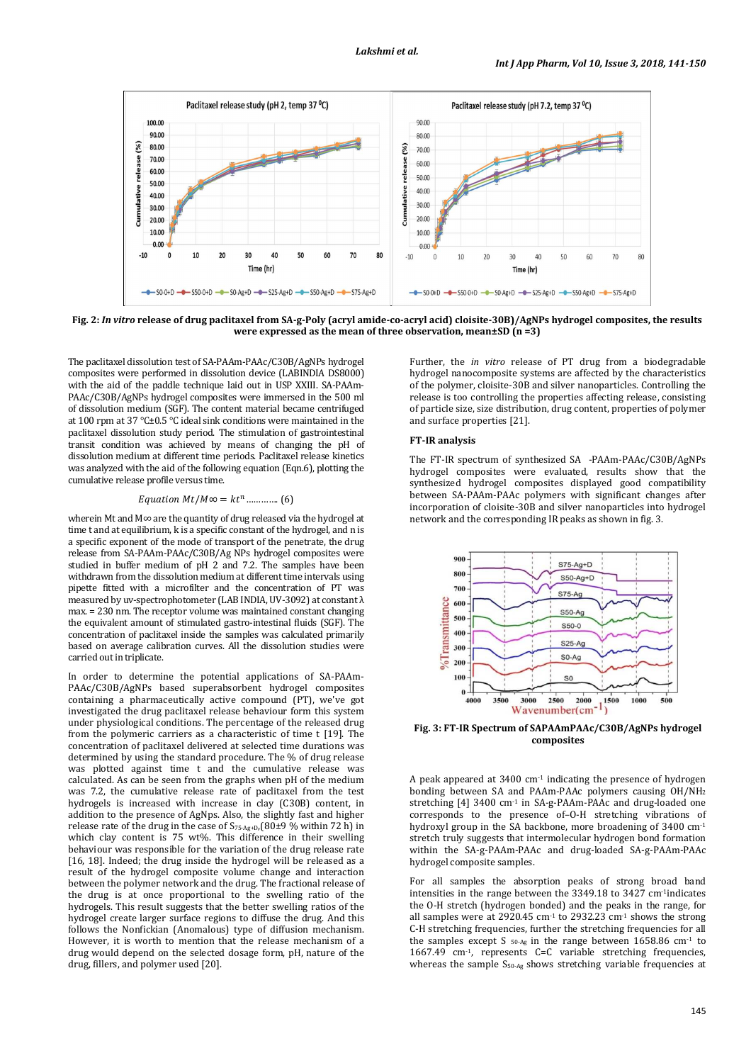Fig. 2: *In vitro* release of drug paclitaxel from SA-g-Poly (acryl amide-co-acryl acid) cloisite-30B)/AgNPs hydrogel composites, the results were expressed as the mean of three observation, mean±SD (n =3)

The paclitaxel dissolution test of SA-PAAm-PAAc/C30B/AgNPs hydrogel composites were performed in dissolution device (LABINDIA DS8000) with the aid of the paddle technique laid out in USP XXIII. SA-PAAm-PAAc/C30B/AgNPs hydrogel composites were immersed in the 500 ml of dissolution medium (SGF). The content material became centrifuged at 100 rpm at 37 °C±0.5 °C ideal sink conditions were maintained in the paclitaxel dissolution study period. The stimulation of gastrointestinal transit condition was achieved by means of changing the pH of dissolution medium at different time periods. Paclitaxel release kinetics was analyzed with the aid of the following equation (Eqn.6), plotting the cumulative release profile versus time.

$$Equation\ Mt/M\infty = kt^n \ldots\ldots\ldots\ldots (6)$$

wherein Mt and M∞ are the quantity of drug released via the hydrogel at time t and at equilibrium, k is a specific constant of the hydrogel, and n is a specific exponent of the mode of transport of the penetrate, the drug release from SA-PAAm-PAAc/C30B/Ag NPs hydrogel composites were studied in buffer medium of pH 2 and 7.2. The samples have been withdrawn from the dissolution medium at different time intervals using pipette fitted with a microfilter and the concentration of PT was measured by uv-spectrophotometer (LAB INDIA, UV-3092) at constant λ max. = 230 nm. The receptor volume was maintained constant changing the equivalent amount of stimulated gastro-intestinal fluids (SGF). The concentration of paclitaxel inside the samples was calculated primarily based on average calibration curves. All the dissolution studies were carried out in triplicate.

In order to determine the potential applications of SA-PAAm-PAAc/C30B/AgNPs based superabsorbent hydrogel composites containing a pharmaceutically active compound (PT), we've got investigated the drug paclitaxel release behaviour form this system under physiological conditions. The percentage of the released drug from the polymeric carriers as a characteristic of time t [19]. The concentration of paclitaxel delivered at selected time durations was determined by using the standard procedure. The % of drug release was plotted against time t and the cumulative release was calculated. As can be seen from the graphs when pH of the medium was 7.2, the cumulative release rate of paclitaxel from the test hydrogels is increased with increase in clay (C30B) content, in addition to the presence of AgNps. Also, the slightly fast and higher release rate of the drug in the case of $S_{75\text{-}Ag+D}$,(80±9 % within 72 h) in which clay content is 75 wt%. This difference in their swelling behaviour was responsible for the variation of the drug release rate [16, 18]. Indeed; the drug inside the hydrogel will be released as a result of the hydrogel composite volume change and interaction between the polymer network and the drug. The fractional release of the drug is at once proportional to the swelling ratio of the hydrogels. This result suggests that the better swelling ratios of the hydrogel create larger surface regions to diffuse the drug. And this follows the Nonfickian (Anomalous) type of diffusion mechanism. However, it is worth to mention that the release mechanism of a drug would depend on the selected dosage form, pH, nature of the drug, fillers, and polymer used [20].

Further, the *in vitro* release of PT drug from a biodegradable hydrogel nanocomposite systems are affected by the characteristics of the polymer, cloisite-30B and silver nanoparticles. Controlling the release is too controlling the properties affecting release, consisting of particle size, size distribution, drug content, properties of polymer and surface properties [21].

## FT-IR analysis

The FT-IR spectrum of synthesized SA -PAAm-PAAc/C30B/AgNPs hydrogel composites were evaluated, results show that the synthesized hydrogel composites displayed good compatibility between SA-PAAm-PAAc polymers with significant changes after incorporation of cloisite-30B and silver nanoparticles into hydrogel network and the corresponding IR peaks as shown in fig. 3.

Fig. 3: FT-IR Spectrum of SAPAAmPAAc/C30B/AgNPs hydrogel composites

A peak appeared at 3400 $cm^{-1}$ indicating the presence of hydrogen bonding between SA and PAAm-PAAc polymers causing OH/$NH_2$ stretching [4] 3400 $cm^{-1}$ in SA-g-PAAm-PAAc and drug-loaded one corresponds to the presence of–O-H stretching vibrations of hydroxyl group in the SA backbone, more broadening of 3400 $cm^{-1}$ stretch truly suggests that intermolecular hydrogen bond formation within the SA-g-PAAm-PAAc and drug-loaded SA-g-PAAm-PAAc hydrogel composite samples.

For all samples the absorption peaks of strong broad band intensities in the range between the 3349.18 to 3427 $cm^{-1}$indicates the O-H stretch (hydrogen bonded) and the peaks in the range, for all samples were at 2920.45 $cm^{-1}$ to 2932.23 $cm^{-1}$ shows the strong C-H stretching frequencies, further the stretching frequencies for all the samples except $S_{50\text{-}Ag}$ in the range between 1658.86 $cm^{-1}$ to 1667.49 $cm^{-1}$, represents C=C variable stretching frequencies, whereas the sample $S_{50\text{-}Ag}$ shows stretching variable frequencies at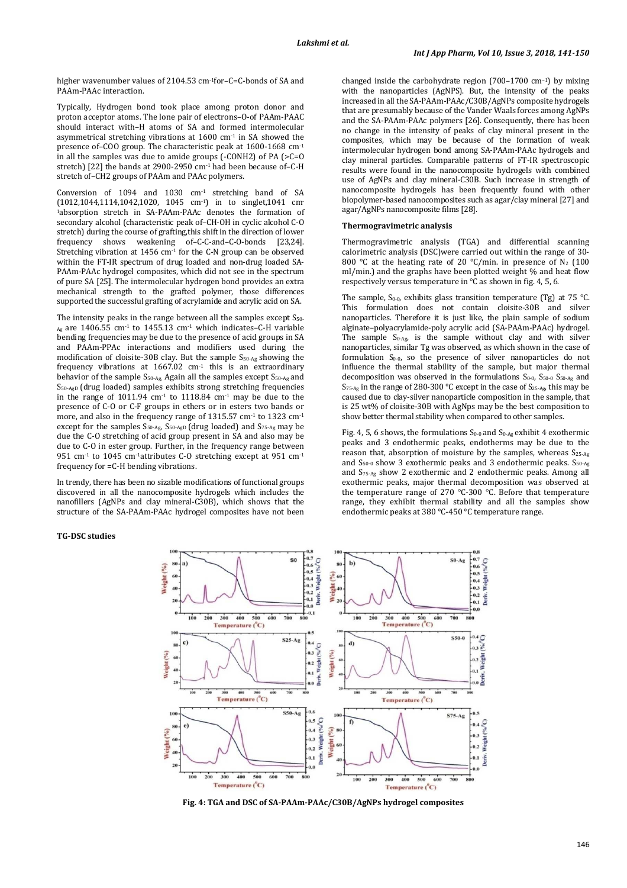higher wavenumber values of 2104.53 cm$^{-1}$for–C=C-bonds of SA and PAAm-PAAc interaction.

Typically, Hydrogen bond took place among proton donor and proton acceptor atoms. The lone pair of electrons–O-of PAAm-PAAC should interact with–H atoms of SA and formed intermolecular asymmetrical stretching vibrations at 1600 cm$^{-1}$ in SA showed the presence of–COO group. The characteristic peak at 1600-1668 cm$^{-1}$ in all the samples was due to amide groups (-CONH2) of PA (>C=O stretch) [22] the bands at 2900-2950 cm$^{-1}$ had been because of–C-H stretch of–CH2 groups of PAAm and PAAc polymers.

Conversion of 1094 and 1030 cm$^{-1}$ stretching band of SA (1012,1044,1114,1042,1020, 1045 cm$^{-1}$) in to singlet,1041 cm$^{-1}$absorption stretch in SA-PAAm-PAAc denotes the formation of secondary alcohol (characteristic peak of–CH-OH in cyclic alcohol C-O stretch) during the course of grafting,this shift in the direction of lower frequency shows weakening of–C-C-and–C-O-bonds [23,24]. Stretching vibration at 1456 cm$^{-1}$ for the C-N group can be observed within the FT-IR spectrum of drug loaded and non-drug loaded SA-PAAm-PAAc hydrogel composites, which did not see in the spectrum of pure SA [25]. The intermolecular hydrogen bond provides an extra mechanical strength to the grafted polymer, those differences supported the successful grafting of acrylamide and acrylic acid on SA.

The intensity peaks in the range between all the samples except $S_{50\text{-}Ag}$ are 1406.55 cm$^{-1}$ to 1455.13 cm$^{-1}$ which indicates–C-H variable bending frequencies may be due to the presence of acid groups in SA and PAAm-PPAc interactions and modifiers used during the modification of cloisite-30B clay. But the sample $S_{50\text{-}Ag}$ showing the frequency vibrations at 1667.02 cm$^{-1}$ this is an extraordinary behavior of the sample $S_{50\text{-}Ag}$. Again all the samples except $S_{50\text{-}Ag}$ and $S_{50\text{-}AgD}$ (drug loaded) samples exhibits strong stretching frequencies in the range of 1011.94 cm$^{-1}$ to 1118.84 cm$^{-1}$ may be due to the presence of C-O or C-F groups in ethers or in esters two bands or more, and also in the frequency range of 1315.57 cm$^{-1}$ to 1323 cm$^{-1}$ except for the samples $S_{50\text{-}Ag}$, $S_{50\text{-}AgD}$ (drug loaded) and $S_{75\text{-}Ag}$ may be due the C-O stretching of acid group present in SA and also may be due to C-O in ester group. Further, in the frequency range between 951 cm$^{-1}$ to 1045 cm$^{-1}$attributes C-O stretching except at 951 cm$^{-1}$ frequency for =C-H bending vibrations.

In trendy, there has been no sizable modifications of functional groups discovered in all the nanocomposite hydrogels which includes the nanofillers (AgNPs and clay mineral-C30B), which shows that the structure of the SA-PAAm-PAAc hydrogel composites have not been changed inside the carbohydrate region (700–1700 cm$^{-1}$) by mixing with the nanoparticles (AgNPS). But, the intensity of the peaks increased in all the SA-PAAm-PAAc/C30B/AgNPs composite hydrogels that are presumably because of the Vander Waals forces among AgNPs and the SA-PAAm-PAAc polymers [26]. Consequently, there has been no change in the intensity of peaks of clay mineral present in the composites, which may be because of the formation of weak intermolecular hydrogen bond among SA-PAAm-PAAc hydrogels and clay mineral particles. Comparable patterns of FT-IR spectroscopic results were found in the nanocomposite hydrogels with combined use of AgNPs and clay mineral-C30B. Such increase in strength of nanocomposite hydrogels has been frequently found with other biopolymer-based nanocomposites such as agar/clay mineral [27] and agar/AgNPs nanocomposite films [28].

#### Thermogravimetric analysis

Thermogravimetric analysis (TGA) and differential scanning calorimetric analysis (DSC)were carried out within the range of 30-800 °C at the heating rate of 20 °C/min. in presence of $N_2$ (100 ml/min.) and the graphs have been plotted weight % and heat flow respectively versus temperature in °C as shown in fig. 4, 5, 6.

The sample, $S_{0\text{-}0}$, exhibits glass transition temperature (Tg) at 75 °C. This formulation does not contain cloisite-30B and silver nanoparticles. Therefore it is just like, the plain sample of sodium alginate–polyacrylamide-poly acrylic acid (SA-PAAm-PAAc) hydrogel. The sample $S_{0\text{-}Ag}$, is the sample without clay and with silver nanoparticles, similar Tg was observed, as which shown in the case of formulation $S_{0\text{-}0}$, so the presence of silver nanoparticles do not influence the thermal stability of the sample, but major thermal decomposition was observed in the formulations $S_{0\text{-}0}$, $S_{50\text{-}0}$ $S_{50\text{-}Ag}$ and $S_{75\text{-}Ag}$ in the range of 280-300 °C except in the case of $S_{25\text{-}Ag}$, this may be caused due to clay-silver nanoparticle composition in the sample, that is 25 wt% of cloisite-30B with AgNps may be the best composition to show better thermal stability when compared to other samples.

Fig. 4, 5, 6 shows, the formulations $S_{0\text{-}0}$ and $S_{0\text{-}Ag}$ exhibit 4 exothermic peaks and 3 endothermic peaks, endotherms may be due to the reason that, absorption of moisture by the samples, whereas $S_{25\text{-}Ag}$ and $S_{50\text{-}0}$ show 3 exothermic peaks and 3 endothermic peaks. $S_{50\text{-}Ag}$ and $S_{75\text{-}Ag}$ show 2 exothermic and 2 endothermic peaks. Among all exothermic peaks, major thermal decomposition was observed at the temperature range of 270 °C-300 °C. Before that temperature range, they exhibit thermal stability and all the samples show endothermic peaks at 380 °C-450 °C temperature range.

#### TG-DSC studies

**Fig. 4: TGA and DSC of SA-PAAm-PAAc/C30B/AgNPs hydrogel composites**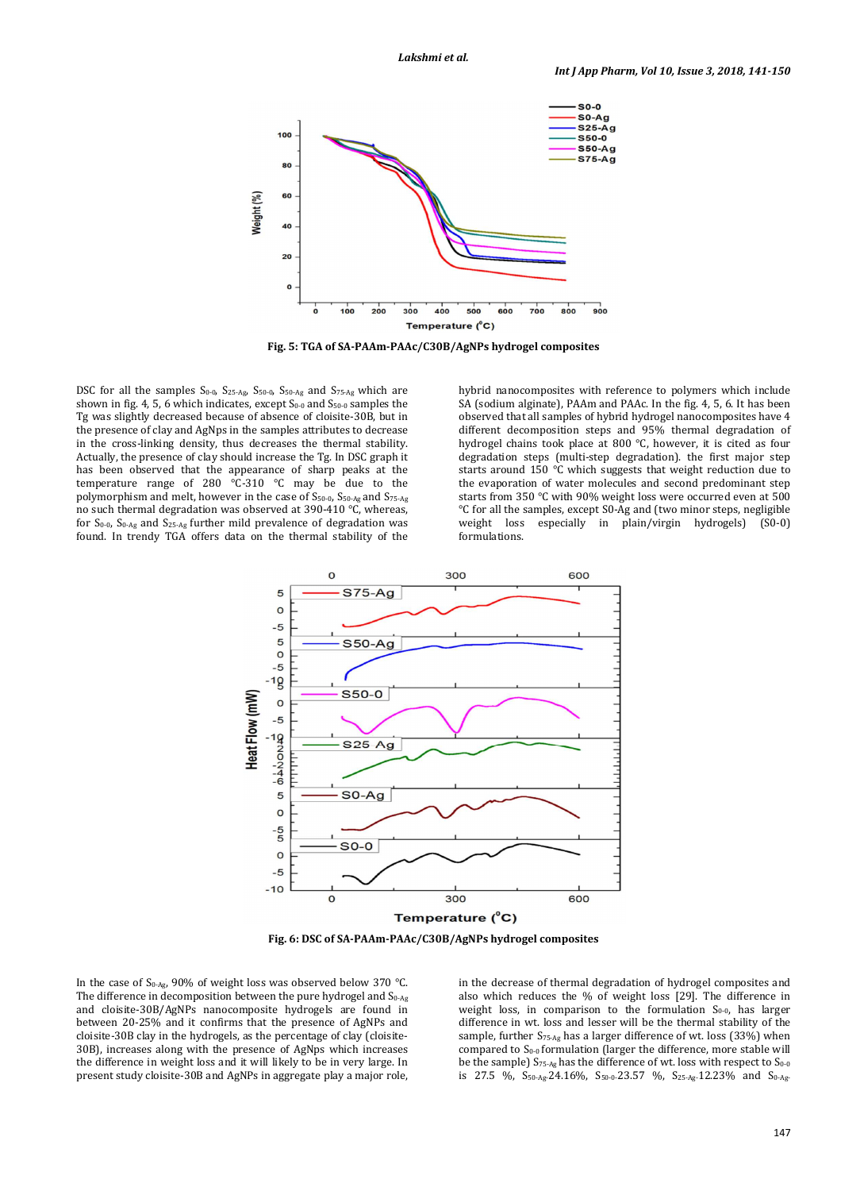Fig. 5: TGA of SA-PAAm-PAAc/C30B/AgNPs hydrogel composites

DSC for all the samples $S_{0-0}$, $S_{25-Ag}$, $S_{50-0}$, $S_{50-Ag}$ and $S_{75-Ag}$ which are shown in fig. 4, 5, 6 which indicates, except $S_{0-0}$ and $S_{50-0}$ samples the Tg was slightly decreased because of absence of cloisite-30B, but in the presence of clay and AgNps in the samples attributes to decrease in the cross-linking density, thus decreases the thermal stability. Actually, the presence of clay should increase the Tg. In DSC graph it has been observed that the appearance of sharp peaks at the temperature range of 280 °C-310 °C may be due to the polymorphism and melt, however in the case of $S_{50-0}$, $S_{50-Ag}$ and $S_{75-Ag}$ no such thermal degradation was observed at 390-410 °C, whereas, for $S_{0-0}$, $S_{0-Ag}$ and $S_{25-Ag}$ further mild prevalence of degradation was found. In trendy TGA offers data on the thermal stability of the hybrid nanocomposites with reference to polymers which include SA (sodium alginate), PAAm and PAAc. In the fig. 4, 5, 6. It has been observed that all samples of hybrid hydrogel nanocomposites have 4 different decomposition steps and 95% thermal degradation of hydrogel chains took place at 800 °C, however, it is cited as four degradation steps (multi-step degradation). the first major step starts around 150 °C which suggests that weight reduction due to the evaporation of water molecules and second predominant step starts from 350 °C with 90% weight loss were occurred even at 500 °C for all the samples, except S0-Ag and (two minor steps, negligible weight loss especially in plain/virgin hydrogels) (S0-0) formulations.

Fig. 6: DSC of SA-PAAm-PAAc/C30B/AgNPs hydrogel composites

In the case of $S_{0-Ag}$, 90% of weight loss was observed below 370 °C. The difference in decomposition between the pure hydrogel and $S_{0-Ag}$ and cloisite-30B/AgNPs nanocomposite hydrogels are found in between 20-25% and it confirms that the presence of AgNPs and cloisite-30B clay in the hydrogels, as the percentage of clay (cloisite-30B), increases along with the presence of AgNps which increases the difference in weight loss and it will likely to be in very large. In present study cloisite-30B and AgNPs in aggregate play a major role, in the decrease of thermal degradation of hydrogel composites and also which reduces the % of weight loss [29]. The difference in weight loss, in comparison to the formulation $S_{0-0}$, has larger difference in wt. loss and lesser will be the thermal stability of the sample, further $S_{75-Ag}$ has a larger difference of wt. loss (33%) when compared to $S_{0-0}$ formulation (larger the difference, more stable will be the sample) $S_{75-Ag}$ has the difference of wt. loss with respect to $S_{0-0}$ is 27.5 %, $S_{50-Ag}$-24.16%, $S_{50-0}$-23.57 %, $S_{25-Ag}$-12.23% and $S_{0-Ag}$-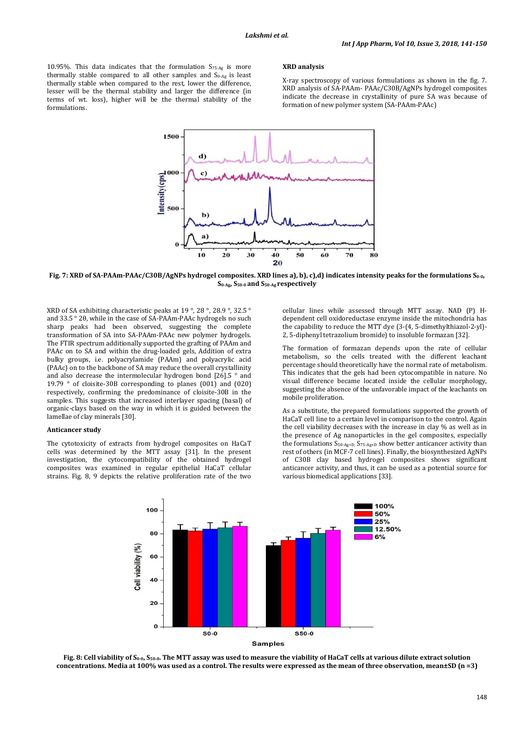10.95%. This data indicates that the formulation $S_{75\text{-}Ag}$ is more thermally stable compared to all other samples and $S_{0\text{-}Ag}$ is least thermally stable when compared to the rest, lower the difference, lesser will be the thermal stability and larger the difference (in terms of wt. loss), higher will be the thermal stability of the formulations.

### XRD analysis

X-ray spectroscopy of various formulations as shown in the fig. 7. XRD analysis of SA-PAAm- PAAc/C30B/AgNPs hydrogel composites indicate the decrease in crystallinity of pure SA was because of formation of new polymer system (SA-PAAm-PAAc)

**Fig. 7: XRD of SA-PAAm-PAAc/C30B/AgNPs hydrogel composites. XRD lines a), b), c),d) indicates intensity peaks for the formulations $S_{0\text{-}0}$, $S_{0\text{-}Ag}$, $S_{50\text{-}0}$ and $S_{50\text{-}Ag}$ respectively**

XRD of SA exhibiting characteristic peaks at 19 °, 28 °, 28.9 °, 32.5 ° and 33.5 ° 2θ, while in the case of SA-PAAm-PAAc hydrogels no such sharp peaks had been observed, suggesting the complete transformation of SA into SA-PAAm-PAAc new polymer hydrogels. The FTIR spectrum additionally supported the grafting of PAAm and PAAc on to SA and within the drug-loaded gels, Addition of extra bulky groups, i.e. polyacrylamide (PAAm) and polyacrylic acid (PAAc) on to the backbone of SA may reduce the overall crystallinity and also decrease the intermolecular hydrogen bond [26].5 ° and 19.79 ° of cloisite-30B corresponding to planes (001) and (020) respectively, confirming the predominance of cloisite-30B in the samples. This suggests that increased interlayer spacing (basal) of organic-clays based on the way in which it is guided between the lamellae of clay minerals [30].

### Anticancer study

The cytotoxicity of extracts from hydrogel composites on HaCaT cells was determined by the MTT assay [31]. In the present investigation, the cytocompatibility of the obtained hydrogel composites was examined in regular epithelial HaCaT cellular strains. Fig. 8, 9 depicts the relative proliferation rate of the two cellular lines while assessed through MTT assay. NAD (P) H-dependent cell oxidoreductase enzyme inside the mitochondria has the capability to reduce the MTT dye (3-(4, 5-dimethylthiazol-2-yl)-2, 5-diphenyl tetrazolium bromide) to insoluble formazan [32].

The formation of formazan depends upon the rate of cellular metabolism, so the cells treated with the different leachant percentage should theoretically have the normal rate of metabolism. This indicates that the gels had been cytocompatible in nature. No visual difference became located inside the cellular morphology, suggesting the absence of the unfavorable impact of the leachants on mobile proliferation.

As a substitute, the prepared formulations supported the growth of HaCaT cell line to a certain level in comparison to the control. Again the cell viability decreases with the increase in clay % as well as in the presence of Ag nanoparticles in the gel composites, especially the formulations $S_{50\text{-}Ag+D}$, $S_{75\text{-}Ag+D}$ show better anticancer activity than rest of others (in MCF-7 cell lines). Finally, the biosynthesized AgNPs of C30B clay based hydrogel composites shows significant anticancer activity, and thus, it can be used as a potential source for various biomedical applications [33].

**Fig. 8: Cell viability of $S_{0\text{-}0}$, $S_{50\text{-}0}$. The MTT assay was used to measure the viability of HaCaT cells at various dilute extract solution concentrations. Media at 100% was used as a control. The results were expressed as the mean of three observation, mean±SD (n =3)**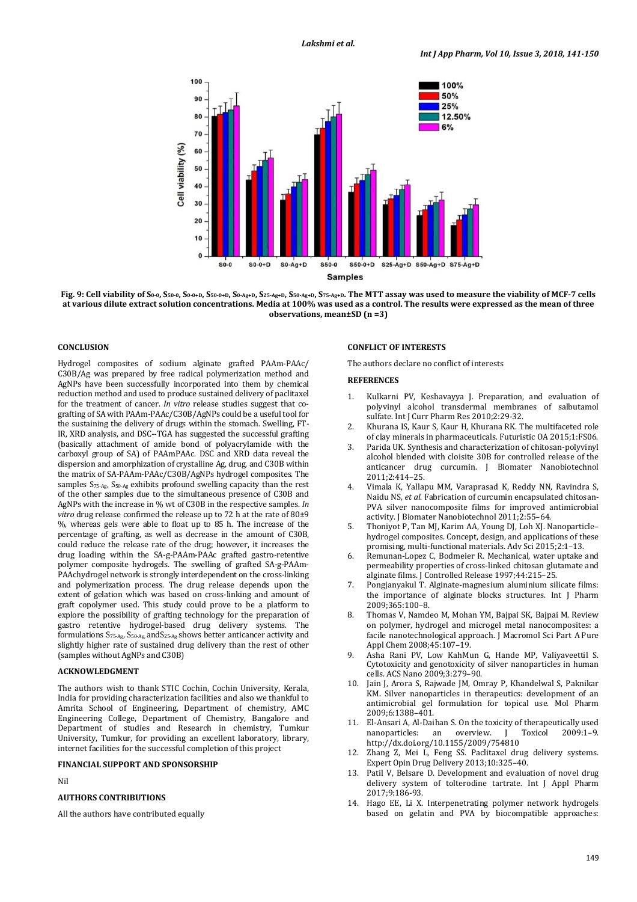Fig. 9: Cell viability of $S_{0-0}$, $S_{50-0}$, $S_{0-0+D}$, $S_{50-0+D}$, $S_{0-Ag+D}$, $S_{25-Ag+D}$, $S_{50-Ag+D}$, $S_{75-Ag+D}$. The MTT assay was used to measure the viability of MCF-7 cells at various dilute extract solution concentrations. Media at 100% was used as a control. The results were expressed as the mean of three observations, mean±SD (n =3)

## CONCLUSION

Hydrogel composites of sodium alginate grafted PAAm-PAAc/C30B/Ag was prepared by free radical polymerization method and AgNPs have been successfully incorporated into them by chemical reduction method and used to produce sustained delivery of paclitaxel for the treatment of cancer. *In vitro* release studies suggest that co-grafting of SA with PAAm-PAAc/C30B/AgNPs could be a useful tool for the sustaining the delivery of drugs within the stomach. Swelling, FT-IR, XRD analysis, and DSC--TGA has suggested the successful grafting (basically attachment of amide bond of polyacrylamide with the carboxyl group of SA) of PAAmPAAc. DSC and XRD data reveal the dispersion and amorphization of crystalline Ag, drug, and C30B within the matrix of SA-PAAm-PAAc/C30B/AgNPs hydrogel composites. The samples $S_{75-Ag}$, $S_{50-Ag}$ exhibits profound swelling capacity than the rest of the other samples due to the simultaneous presence of C30B and AgNPs with the increase in % wt of C30B in the respective samples. *In vitro* drug release confirmed the release up to 72 h at the rate of 80±9 %, whereas gels were able to float up to 85 h. The increase of the percentage of grafting, as well as decrease in the amount of C30B, could reduce the release rate of the drug; however, it increases the drug loading within the SA-g-PAAm-PAAc grafted gastro-retentive polymer composite hydrogels. The swelling of grafted SA-g-PAAm-PAAchydrogel network is strongly interdependent on the cross-linking and polymerization process. The drug release depends upon the extent of gelation which was based on cross-linking and amount of graft copolymer used. This study could prove to be a platform to explore the possibility of grafting technology for the preparation of gastro retentive hydrogel-based drug delivery systems. The formulations $S_{75-Ag}$, $S_{50-Ag}$ and$S_{25-Ag}$ shows better anticancer activity and slightly higher rate of sustained drug delivery than the rest of other (samples without AgNPs and C30B)

## ACKNOWLEDGMENT

The authors wish to thank STIC Cochin, Cochin University, Kerala, India for providing characterization facilities and also we thankful to Amrita School of Engineering, Department of chemistry, AMC Engineering College, Department of Chemistry, Bangalore and Department of studies and Research in chemistry, Tumkur University, Tumkur, for providing an excellent laboratory, library, internet facilities for the successful completion of this project

## FINANCIAL SUPPORT AND SPONSORSHIP

Nil

## AUTHORS CONTRIBUTIONS

All the authors have contributed equally

## CONFLICT OF INTERESTS

The authors declare no conflict of interests

## REFERENCES

1. Kulkarni PV, Keshavayya J. Preparation, and evaluation of polyvinyl alcohol transdermal membranes of salbutamol sulfate. Int J Curr Pharm Res 2010;2:29-32.
2. Khurana IS, Kaur S, Kaur H, Khurana RK. The multifaceted role of clay minerals in pharmaceuticals. Futuristic OA 2015;1:FS06.
3. Parida UK. Synthesis and characterization of chitosan-polyvinyl alcohol blended with cloisite 30B for controlled release of the anticancer drug curcumin. J Biomater Nanobiotechnol 2011;2:414–25.
4. Vimala K, Yallapu MM, Varaprasad K, Reddy NN, Ravindra S, Naidu NS, *et al.* Fabrication of curcumin encapsulated chitosan-PVA silver nanocomposite films for improved antimicrobial activity. J Biomater Nanobiotechnol 2011;2:55–64.
5. Thoniyot P, Tan MJ, Karim AA, Young DJ, Loh XJ. Nanoparticle–hydrogel composites. Concept, design, and applications of these promising, multi-functional materials. Adv Sci 2015;2:1–13.
6. Remunan-Lopez C, Bodmeier R. Mechanical, water uptake and permeability properties of cross-linked chitosan glutamate and alginate films. J Controlled Release 1997;44:215–25.
7. Pongjanyakul T. Alginate-magnesium aluminium silicate films: the importance of alginate blocks structures. Int J Pharm 2009;365:100–8.
8. Thomas V, Namdeo M, Mohan YM, Bajpai SK, Bajpai M. Review on polymer, hydrogel and microgel metal nanocomposites: a facile nanotechnological approach. J Macromol Sci Part A Pure Appl Chem 2008;45:107–19.
9. Asha Rani PV, Low KahMun G, Hande MP, Valiyaveettil S. Cytotoxicity and genotoxicity of silver nanoparticles in human cells. ACS Nano 2009;3:279–90.
10. Jain J, Arora S, Rajwade JM, Omray P, Khandelwal S, Paknikar KM. Silver nanoparticles in therapeutics: development of an antimicrobial gel formulation for topical use. Mol Pharm 2009;6:1388–401.
11. El-Ansari A, Al-Daihan S. On the toxicity of therapeutically used nanoparticles: an overview. J Toxicol 2009:1–9. http://dx.doi.org/10.1155/2009/754810
12. Zhang Z, Mei L, Feng SS. Paclitaxel drug delivery systems. Expert Opin Drug Delivery 2013;10:325–40.
13. Patil V, Belsare D. Development and evaluation of novel drug delivery system of tolterodine tartrate. Int J Appl Pharm 2017;9:186-93.
14. Hago EE, Li X. Interpenetrating polymer network hydrogels based on gelatin and PVA by biocompatible approaches: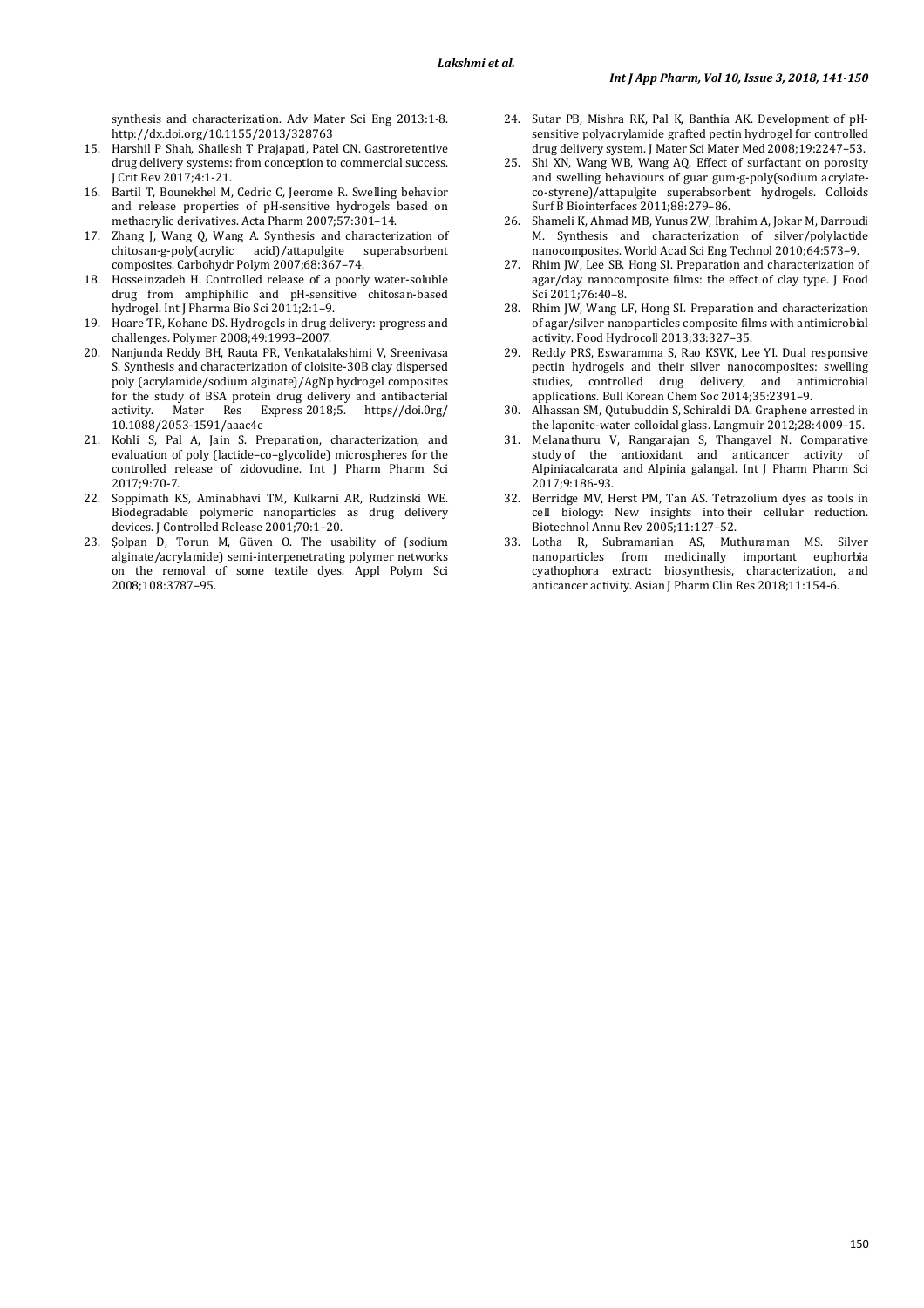synthesis and characterization. Adv Mater Sci Eng 2013:1-8. http://dx.doi.org/10.1155/2013/328763

15. Harshil P Shah, Shailesh T Prajapati, Patel CN. Gastroretentive drug delivery systems: from conception to commercial success. J Crit Rev 2017;4:1-21.
16. Bartil T, Bounekhel M, Cedric C, Jeerome R. Swelling behavior and release properties of pH-sensitive hydrogels based on methacrylic derivatives. Acta Pharm 2007;57:301–14.
17. Zhang J, Wang Q, Wang A. Synthesis and characterization of chitosan-g-poly(acrylic acid)/attapulgite superabsorbent composites. Carbohydr Polym 2007;68:367–74.
18. Hosseinzadeh H. Controlled release of a poorly water-soluble drug from amphiphilic and pH-sensitive chitosan-based hydrogel. Int J Pharma Bio Sci 2011;2:1–9.
19. Hoare TR, Kohane DS. Hydrogels in drug delivery: progress and challenges. Polymer 2008;49:1993–2007.
20. Nanjunda Reddy BH, Rauta PR, Venkatalakshimi V, Sreenivasa S. Synthesis and characterization of cloisite-30B clay dispersed poly (acrylamide/sodium alginate)/AgNp hydrogel composites for the study of BSA protein drug delivery and antibacterial activity. Mater Res Express 2018;5. https//doi.0rg/10.1088/2053-1591/aaac4c
21. Kohli S, Pal A, Jain S. Preparation, characterization, and evaluation of poly (lactide–co–glycolide) microspheres for the controlled release of zidovudine. Int J Pharm Pharm Sci 2017;9:70-7.
22. Soppimath KS, Aminabhavi TM, Kulkarni AR, Rudzinski WE. Biodegradable polymeric nanoparticles as drug delivery devices. J Controlled Release 2001;70:1–20.
23. Şolpan D, Torun M, Güven O. The usability of (sodium alginate/acrylamide) semi-interpenetrating polymer networks on the removal of some textile dyes. Appl Polym Sci 2008;108:3787–95.
24. Sutar PB, Mishra RK, Pal K, Banthia AK. Development of pH-sensitive polyacrylamide grafted pectin hydrogel for controlled drug delivery system. J Mater Sci Mater Med 2008;19:2247–53.
25. Shi XN, Wang WB, Wang AQ. Effect of surfactant on porosity and swelling behaviours of guar gum-g-poly(sodium acrylate-co-styrene)/attapulgite superabsorbent hydrogels. Colloids Surf B Biointerfaces 2011;88:279–86.
26. Shameli K, Ahmad MB, Yunus ZW, Ibrahim A, Jokar M, Darroudi M. Synthesis and characterization of silver/polylactide nanocomposites. World Acad Sci Eng Technol 2010;64:573–9.
27. Rhim JW, Lee SB, Hong SI. Preparation and characterization of agar/clay nanocomposite films: the effect of clay type. J Food Sci 2011;76:40–8.
28. Rhim JW, Wang LF, Hong SI. Preparation and characterization of agar/silver nanoparticles composite films with antimicrobial activity. Food Hydrocoll 2013;33:327–35.
29. Reddy PRS, Eswaramma S, Rao KSVK, Lee YI. Dual responsive pectin hydrogels and their silver nanocomposites: swelling studies, controlled drug delivery, and antimicrobial applications. Bull Korean Chem Soc 2014;35:2391–9.
30. Alhassan SM, Qutubuddin S, Schiraldi DA. Graphene arrested in the laponite-water colloidal glass. Langmuir 2012;28:4009–15.
31. Melanathuru V, Rangarajan S, Thangavel N. Comparative study of the antioxidant and anticancer activity of Alpiniacalcarata and Alpinia galangal. Int J Pharm Pharm Sci 2017;9:186-93.
32. Berridge MV, Herst PM, Tan AS. Tetrazolium dyes as tools in cell biology: New insights into their cellular reduction. Biotechnol Annu Rev 2005;11:127–52.
33. Lotha R, Subramanian AS, Muthuraman MS. Silver nanoparticles from medicinally important euphorbia cyathophora extract: biosynthesis, characterization, and anticancer activity. Asian J Pharm Clin Res 2018;11:154-6.